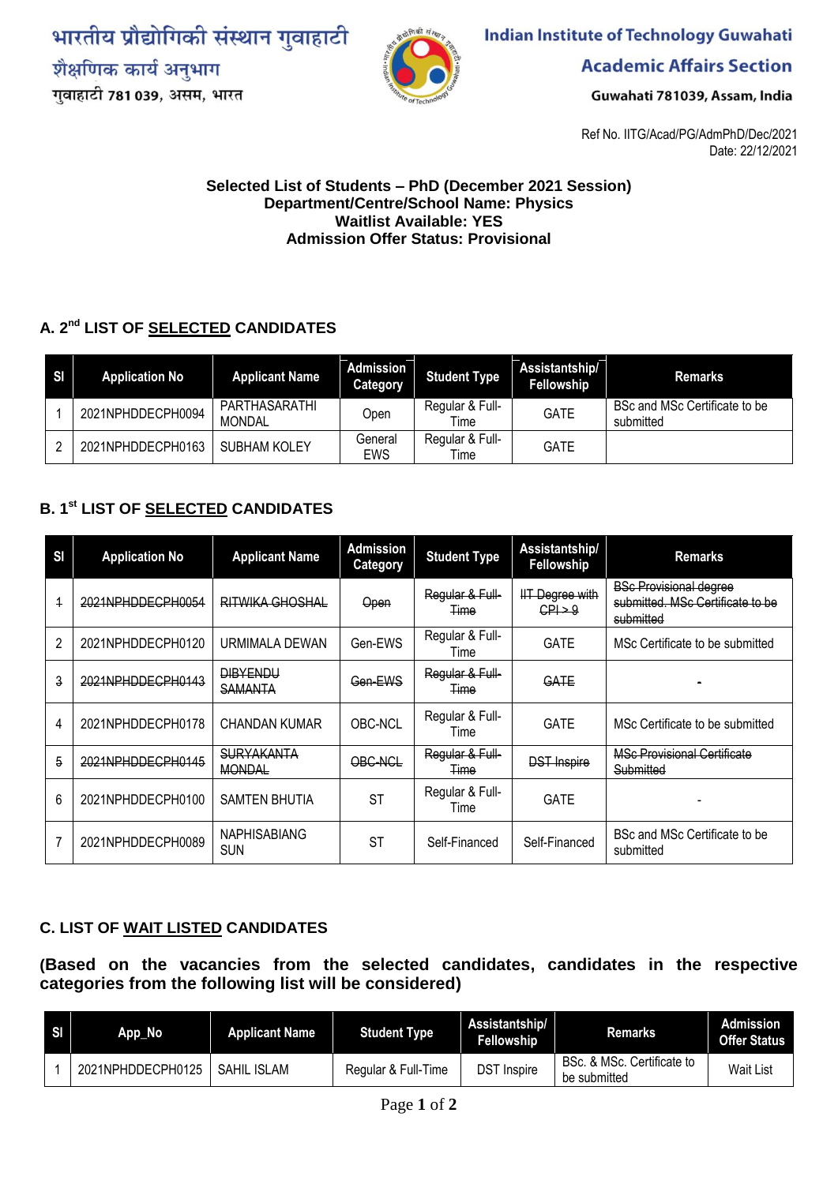भारतीय प्रौद्योगिकी संस्थान गुवाहाटी
शैक्षणिक कार्य अनुभाग
गुवाहाटी 781 039, असम, भारत

**Indian Institute of Technology Guwahati**
**Academic Affairs Section**
Guwahati 781039, Assam, India

Ref No. IITG/Acad/PG/AdmPhD/Dec/2021
Date: 22/12/2021

**Selected List of Students – PhD (December 2021 Session)**
**Department/Centre/School Name: Physics**
**Waitlist Available: YES**
**Admission Offer Status: Provisional**

## A. 2nd LIST OF SELECTED CANDIDATES

| Sl | Application No | Applicant Name | Admission Category | Student Type | Assistantship/ Fellowship | Remarks |
|---|---|---|---|---|---|---|
| 1 | 2021NPHDDECPH0094 | PARTHASARATHI MONDAL | Open | Regular & Full-Time | GATE | BSc and MSc Certificate to be submitted |
| 2 | 2021NPHDDECPH0163 | SUBHAM KOLEY | General EWS | Regular & Full-Time | GATE | |

## B. 1st LIST OF SELECTED CANDIDATES

| Sl | Application No | Applicant Name | Admission Category | Student Type | Assistantship/ Fellowship | Remarks |
|---|---|---|---|---|---|---|
| ~~1~~ | ~~2021NPHDDECPH0054~~ | ~~RITWIKA GHOSHAL~~ | ~~Open~~ | ~~Regular & Full-Time~~ | ~~IIT Degree with CPI > 9~~ | ~~BSc Provisional degree submitted. MSc Certificate to be submitted~~ |
| 2 | 2021NPHDDECPH0120 | URMIMALA DEWAN | Gen-EWS | Regular & Full-Time | GATE | MSc Certificate to be submitted |
| ~~3~~ | ~~2021NPHDDECPH0143~~ | ~~DIBYENDU SAMANTA~~ | ~~Gen-EWS~~ | ~~Regular & Full-Time~~ | ~~GATE~~ | ~~-~~ |
| 4 | 2021NPHDDECPH0178 | CHANDAN KUMAR | OBC-NCL | Regular & Full-Time | GATE | MSc Certificate to be submitted |
| ~~5~~ | ~~2021NPHDDECPH0145~~ | ~~SURYAKANTA MONDAL~~ | ~~OBC-NCL~~ | ~~Regular & Full-Time~~ | ~~DST Inspire~~ | ~~MSc Provisional Certificate Submitted~~ |
| 6 | 2021NPHDDECPH0100 | SAMTEN BHUTIA | ST | Regular & Full-Time | GATE | - |
| 7 | 2021NPHDDECPH0089 | NAPHISABIANG SUN | ST | Self-Financed | Self-Financed | BSc and MSc Certificate to be submitted |

## C. LIST OF WAIT LISTED CANDIDATES

**(Based on the vacancies from the selected candidates, candidates in the respective categories from the following list will be considered)**

| Sl | App_No | Applicant Name | Student Type | Assistantship/ Fellowship | Remarks | Admission Offer Status |
|---|---|---|---|---|---|---|
| 1 | 2021NPHDDECPH0125 | SAHIL ISLAM | Regular & Full-Time | DST Inspire | BSc. & MSc. Certificate to be submitted | Wait List |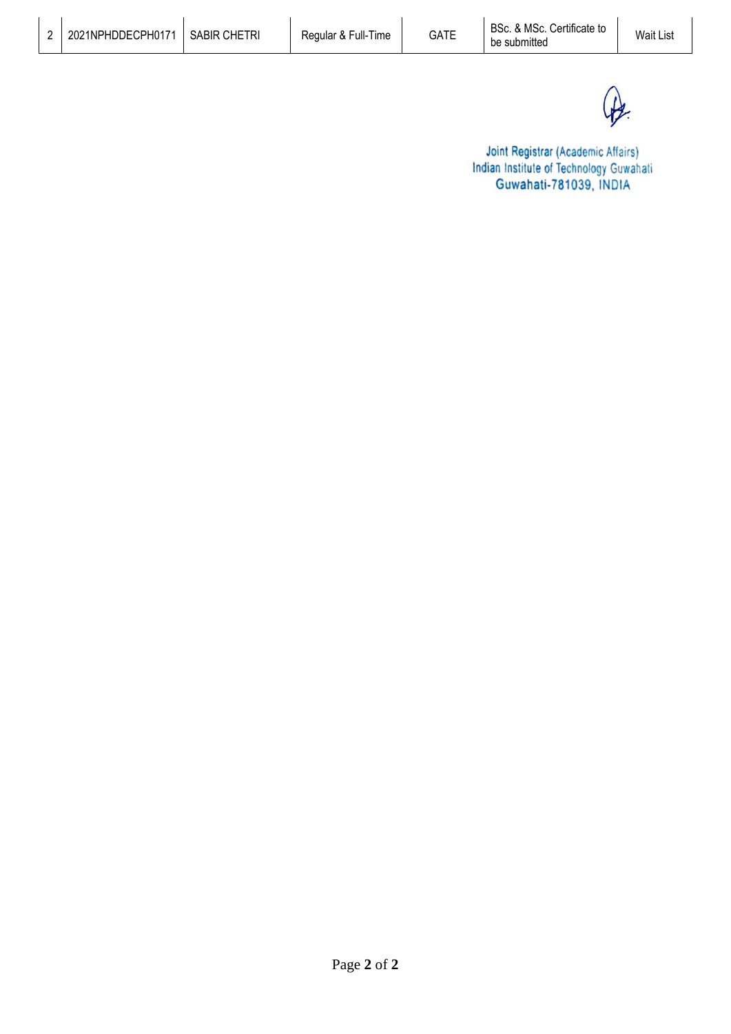| | | | | | | |
|---|---|---|---|---|---|---|
| 2 | 2021NPHDDECPH0171 | SABIR CHETRI | Regular & Full-Time | GATE | BSc. & MSc. Certificate to be submitted | Wait List |

Joint Registrar (Academic Affairs)
Indian Institute of Technology Guwahati
Guwahati-781039, INDIA